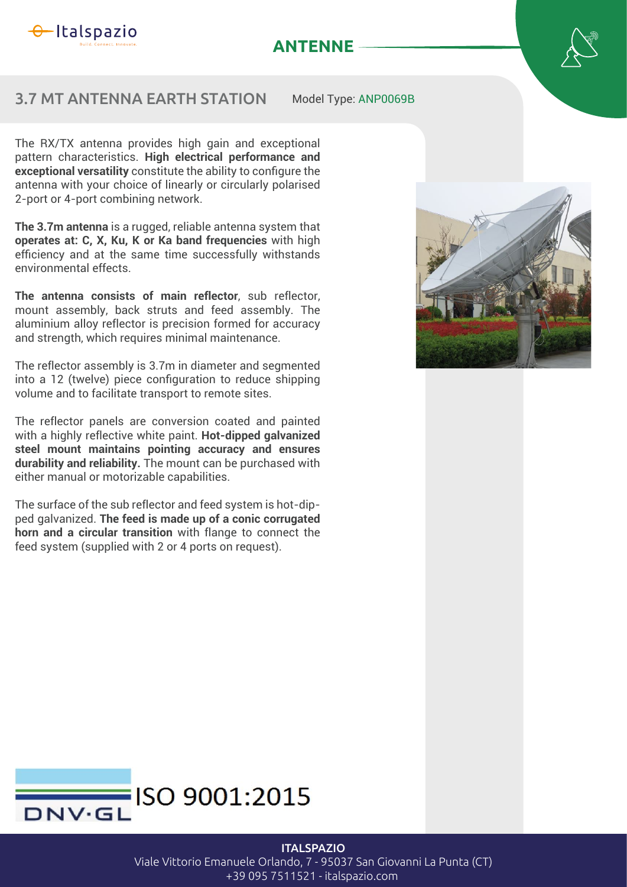# 3.7 MT ANTENNA EARTH STATION

Model Type: ANP0069B

The RX/TX antenna provides high gain and exceptional pattern characteristics. **High electrical performance and exceptional versatility** constitute the ability to configure the antenna with your choice of linearly or circularly polarised 2-port or 4-port combining network.

**The 3.7m antenna** is a rugged, reliable antenna system that **operates at: C, X, Ku, K or Ka band frequencies** with high efficiency and at the same time successfully withstands environmental effects.

**The antenna consists of main reflector**, sub reflector, mount assembly, back struts and feed assembly. The aluminium alloy reflector is precision formed for accuracy and strength, which requires minimal maintenance.

The reflector assembly is 3.7m in diameter and segmented into a 12 (twelve) piece configuration to reduce shipping volume and to facilitate transport to remote sites.

The reflector panels are conversion coated and painted with a highly reflective white paint. **Hot-dipped galvanized steel mount maintains pointing accuracy and ensures durability and reliability.** The mount can be purchased with either manual or motorizable capabilities.

The surface of the sub reflector and feed system is hot-dipped galvanized. **The feed is made up of a conic corrugated horn and a circular transition** with flange to connect the feed system (supplied with 2 or 4 ports on request).

DNV·GL ISO 9001:2015

**ITALSPAZIO**
Viale Vittorio Emanuele Orlando, 7 - 95037 San Giovanni La Punta (CT)
+39 095 7511521 - italspazio.com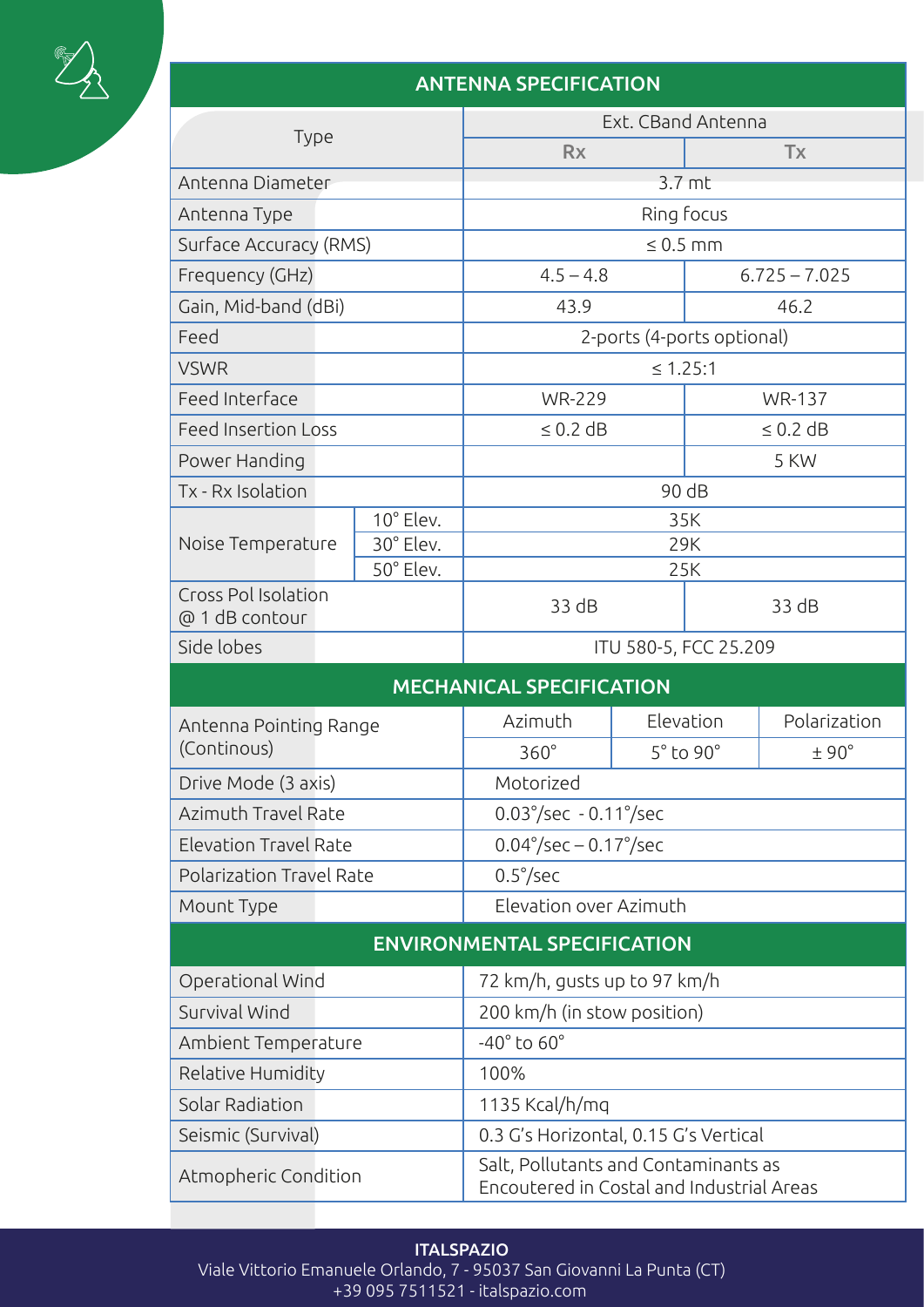## ANTENNA SPECIFICATION

| Type | | Ext. CBand Antenna | |
|---|---|---|---|
| | | Rx | Tx |
| Antenna Diameter | | 3.7 mt | |
| Antenna Type | | Ring focus | |
| Surface Accuracy (RMS) | | ≤ 0.5 mm | |
| Frequency (GHz) | | 4.5 – 4.8 | 6.725 – 7.025 |
| Gain, Mid-band (dBi) | | 43.9 | 46.2 |
| Feed | | 2-ports (4-ports optional) | |
| VSWR | | ≤ 1.25:1 | |
| Feed Interface | | WR-229 | WR-137 |
| Feed Insertion Loss | | ≤ 0.2 dB | ≤ 0.2 dB |
| Power Handing | | | 5 KW |
| Tx - Rx Isolation | | 90 dB | |
| Noise Temperature | 10° Elev. | 35K | |
| | 30° Elev. | 29K | |
| | 50° Elev. | 25K | |
| Cross Pol Isolation @ 1 dB contour | | 33 dB | 33 dB |
| Side lobes | | ITU 580-5, FCC 25.209 | |

## MECHANICAL SPECIFICATION

| | Azimuth | Elevation | Polarization |
|---|---|---|---|
| Antenna Pointing Range (Continous) | 360° | 5° to 90° | ± 90° |
| Drive Mode (3 axis) | Motorized | | |
| Azimuth Travel Rate | 0.03°/sec - 0.11°/sec | | |
| Elevation Travel Rate | 0.04°/sec – 0.17°/sec | | |
| Polarization Travel Rate | 0.5°/sec | | |
| Mount Type | Elevation over Azimuth | | |

## ENVIRONMENTAL SPECIFICATION

| | |
|---|---|
| Operational Wind | 72 km/h, gusts up to 97 km/h |
| Survival Wind | 200 km/h (in stow position) |
| Ambient Temperature | -40° to 60° |
| Relative Humidity | 100% |
| Solar Radiation | 1135 Kcal/h/mq |
| Seismic (Survival) | 0.3 G's Horizontal, 0.15 G's Vertical |
| Atmopheric Condition | Salt, Pollutants and Contaminants as Encoutered in Costal and Industrial Areas |

**ITALSPAZIO**
Viale Vittorio Emanuele Orlando, 7 - 95037 San Giovanni La Punta (CT)
+39 095 7511521 - italspazio.com